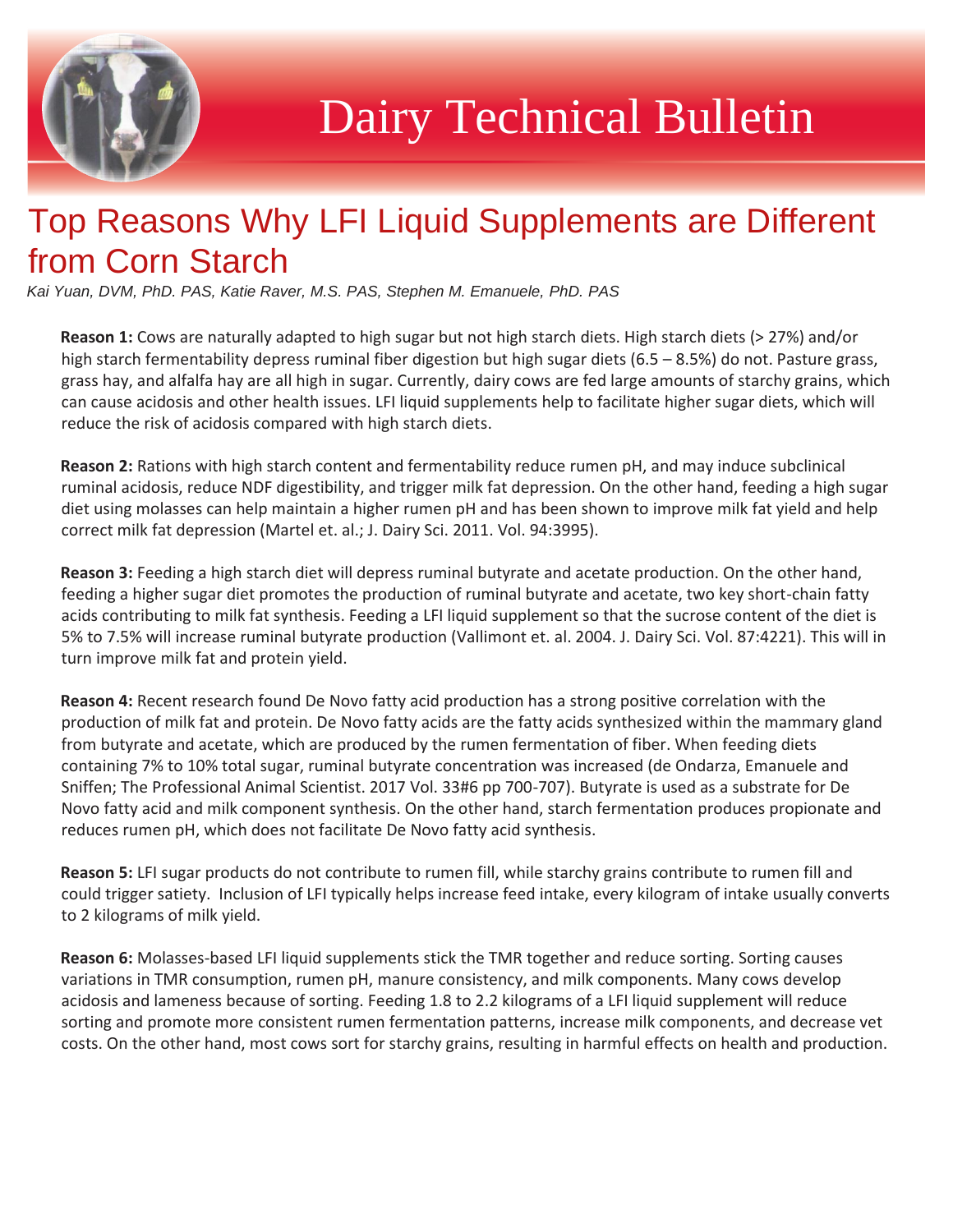# Dairy Technical Bulletin

## Top Reasons Why LFI Liquid Supplements are Different from Corn Starch

*Kai Yuan, DVM, PhD. PAS, Katie Raver, M.S. PAS, Stephen M. Emanuele, PhD. PAS*

**Reason 1:** Cows are naturally adapted to high sugar but not high starch diets. High starch diets (> 27%) and/or high starch fermentability depress ruminal fiber digestion but high sugar diets (6.5 – 8.5%) do not. Pasture grass, grass hay, and alfalfa hay are all high in sugar. Currently, dairy cows are fed large amounts of starchy grains, which can cause acidosis and other health issues. LFI liquid supplements help to facilitate higher sugar diets, which will reduce the risk of acidosis compared with high starch diets.

**Reason 2:** Rations with high starch content and fermentability reduce rumen pH, and may induce subclinical ruminal acidosis, reduce NDF digestibility, and trigger milk fat depression. On the other hand, feeding a high sugar diet using molasses can help maintain a higher rumen pH and has been shown to improve milk fat yield and help correct milk fat depression (Martel et. al.; J. Dairy Sci. 2011. Vol. 94:3995).

**Reason 3:** Feeding a high starch diet will depress ruminal butyrate and acetate production. On the other hand, feeding a higher sugar diet promotes the production of ruminal butyrate and acetate, two key short-chain fatty acids contributing to milk fat synthesis. Feeding a LFI liquid supplement so that the sucrose content of the diet is 5% to 7.5% will increase ruminal butyrate production (Vallimont et. al. 2004. J. Dairy Sci. Vol. 87:4221). This will in turn improve milk fat and protein yield.

**Reason 4:** Recent research found De Novo fatty acid production has a strong positive correlation with the production of milk fat and protein. De Novo fatty acids are the fatty acids synthesized within the mammary gland from butyrate and acetate, which are produced by the rumen fermentation of fiber. When feeding diets containing 7% to 10% total sugar, ruminal butyrate concentration was increased (de Ondarza, Emanuele and Sniffen; The Professional Animal Scientist. 2017 Vol. 33#6 pp 700-707). Butyrate is used as a substrate for De Novo fatty acid and milk component synthesis. On the other hand, starch fermentation produces propionate and reduces rumen pH, which does not facilitate De Novo fatty acid synthesis.

**Reason 5:** LFI sugar products do not contribute to rumen fill, while starchy grains contribute to rumen fill and could trigger satiety. Inclusion of LFI typically helps increase feed intake, every kilogram of intake usually converts to 2 kilograms of milk yield.

**Reason 6:** Molasses-based LFI liquid supplements stick the TMR together and reduce sorting. Sorting causes variations in TMR consumption, rumen pH, manure consistency, and milk components. Many cows develop acidosis and lameness because of sorting. Feeding 1.8 to 2.2 kilograms of a LFI liquid supplement will reduce sorting and promote more consistent rumen fermentation patterns, increase milk components, and decrease vet costs. On the other hand, most cows sort for starchy grains, resulting in harmful effects on health and production.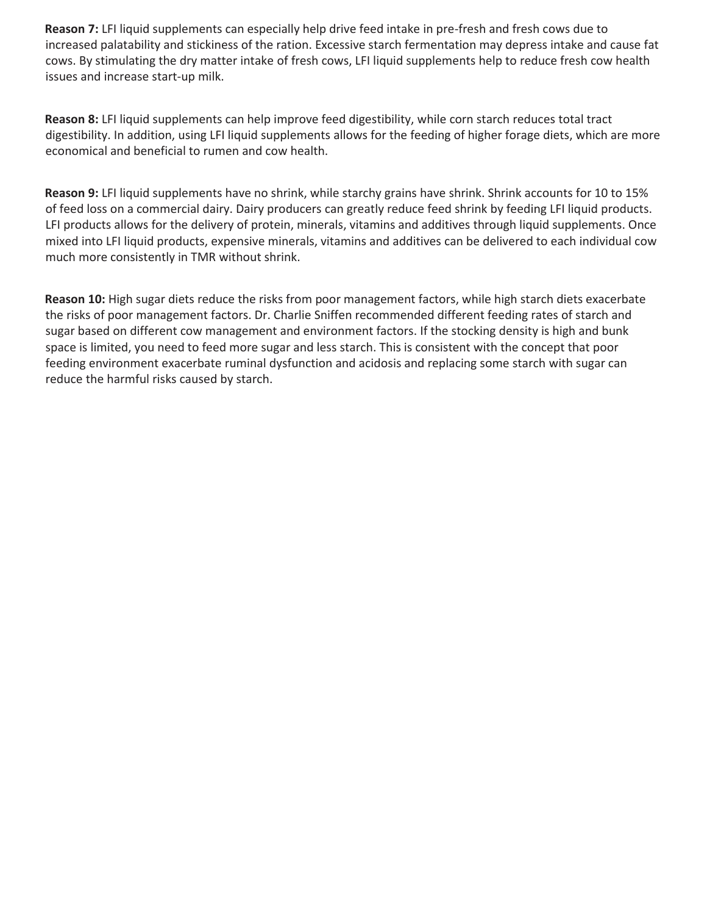**Reason 7:** LFI liquid supplements can especially help drive feed intake in pre-fresh and fresh cows due to increased palatability and stickiness of the ration. Excessive starch fermentation may depress intake and cause fat cows. By stimulating the dry matter intake of fresh cows, LFI liquid supplements help to reduce fresh cow health issues and increase start-up milk.

**Reason 8:** LFI liquid supplements can help improve feed digestibility, while corn starch reduces total tract digestibility. In addition, using LFI liquid supplements allows for the feeding of higher forage diets, which are more economical and beneficial to rumen and cow health.

**Reason 9:** LFI liquid supplements have no shrink, while starchy grains have shrink. Shrink accounts for 10 to 15% of feed loss on a commercial dairy. Dairy producers can greatly reduce feed shrink by feeding LFI liquid products. LFI products allows for the delivery of protein, minerals, vitamins and additives through liquid supplements. Once mixed into LFI liquid products, expensive minerals, vitamins and additives can be delivered to each individual cow much more consistently in TMR without shrink.

**Reason 10:** High sugar diets reduce the risks from poor management factors, while high starch diets exacerbate the risks of poor management factors. Dr. Charlie Sniffen recommended different feeding rates of starch and sugar based on different cow management and environment factors. If the stocking density is high and bunk space is limited, you need to feed more sugar and less starch. This is consistent with the concept that poor feeding environment exacerbate ruminal dysfunction and acidosis and replacing some starch with sugar can reduce the harmful risks caused by starch.